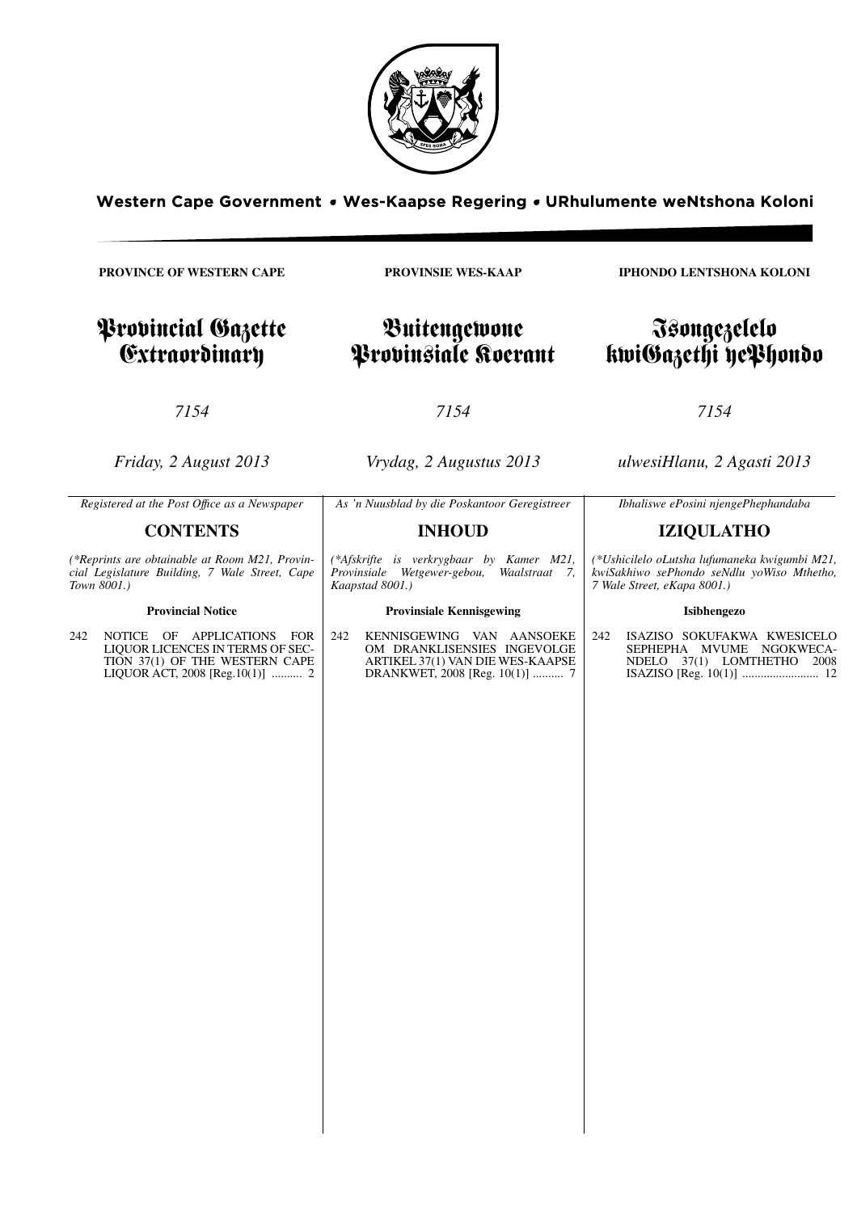**Western Cape Government • Wes-Kaapse Regering • URhulumente weNtshona Koloni**

**PROVINCE OF WESTERN CAPE**

# Provincial Gazette Extraordinary

*7154*

*Friday, 2 August 2013*

*Registered at the Post Office as a Newspaper*

## CONTENTS

*(\*Reprints are obtainable at Room M21, Provincial Legislature Building, 7 Wale Street, Cape Town 8001.)*

**Provincial Notice**

242 NOTICE OF APPLICATIONS FOR LIQUOR LICENCES IN TERMS OF SECTION 37(1) OF THE WESTERN CAPE LIQUOR ACT, 2008 [Reg.10(1)] .......... 2

**PROVINSIE WES-KAAP**

# Buitengewone Provinsiale Koerant

*7154*

*Vrydag, 2 Augustus 2013*

*As 'n Nuusblad by die Poskantoor Geregistreer*

## INHOUD

*(\*Afskrifte is verkrygbaar by Kamer M21, Provinsiale Wetgewer-gebou, Waalstraat 7, Kaapstad 8001.)*

**Provinsiale Kennisgewing**

242 KENNISGEWING VAN AANSOEKE OM DRANKLISENSIES INGEVOLGE ARTIKEL 37(1) VAN DIE WES-KAAPSE DRANKWET, 2008 [Reg. 10(1)] .......... 7

**IPHONDO LENTSHONA KOLONI**

# Isongezelelo kwiGazethi yePhondo

*7154*

*ulwesiHlanu, 2 Agasti 2013*

*Ibhaliswe ePosini njengePhephandaba*

## IZIQULATHO

*(\*Ushicilelo oLutsha lufumaneka kwigumbi M21, kwiSakhiwo sePhondo seNdlu yoWiso Mthetho, 7 Wale Street, eKapa 8001.)*

**Isibhengezo**

242 ISAZISO SOKUFAKWA KWESICELO SEPHEPHA MVUME NGOKWECANDELO 37(1) LOMTHETHO 2008 ISAZISO [Reg. 10(1)] .......................... 12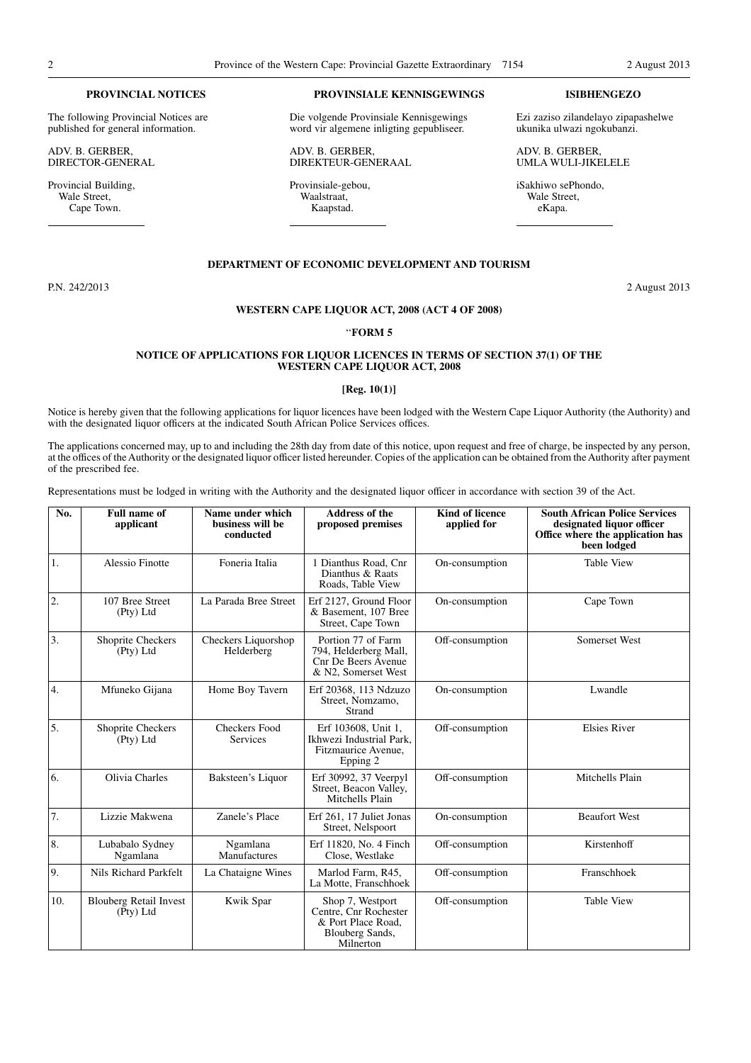## PROVINCIAL NOTICES

The following Provincial Notices are published for general information.

ADV. B. GERBER,
DIRECTOR-GENERAL

Provincial Building,
Wale Street,
Cape Town.

## PROVINSIALE KENNISGEWINGS

Die volgende Provinsiale Kennisgewings word vir algemene inligting gepubliseer.

ADV. B. GERBER,
DIREKTEUR-GENERAAL

Provinsiale-gebou,
Waalstraat,
Kaapstad.

## ISIBHENGEZO

Ezi zaziso zilandelayo zipapashelwe ukunika ulwazi ngokubanzi.

ADV. B. GERBER,
UMLA WULI-JIKELELE

iSakhiwo sePhondo,
Wale Street,
eKapa.

### DEPARTMENT OF ECONOMIC DEVELOPMENT AND TOURISM

P.N. 242/2013

2 August 2013

### WESTERN CAPE LIQUOR ACT, 2008 (ACT 4 OF 2008)

''**FORM 5**

### NOTICE OF APPLICATIONS FOR LIQUOR LICENCES IN TERMS OF SECTION 37(1) OF THE WESTERN CAPE LIQUOR ACT, 2008

**[Reg. 10(1)]**

Notice is hereby given that the following applications for liquor licences have been lodged with the Western Cape Liquor Authority (the Authority) and with the designated liquor officers at the indicated South African Police Services offices.

The applications concerned may, up to and including the 28th day from date of this notice, upon request and free of charge, be inspected by any person, at the offices of the Authority or the designated liquor officer listed hereunder. Copies of the application can be obtained from the Authority after payment of the prescribed fee.

Representations must be lodged in writing with the Authority and the designated liquor officer in accordance with section 39 of the Act.

| No. | Full name of applicant | Name under which business will be conducted | Address of the proposed premises | Kind of licence applied for | South African Police Services designated liquor officer Office where the application has been lodged |
|---|---|---|---|---|---|
| 1. | Alessio Finotte | Foneria Italia | 1 Dianthus Road, Cnr Dianthus & Raats Roads, Table View | On-consumption | Table View |
| 2. | 107 Bree Street (Pty) Ltd | La Parada Bree Street | Erf 2127, Ground Floor & Basement, 107 Bree Street, Cape Town | On-consumption | Cape Town |
| 3. | Shoprite Checkers (Pty) Ltd | Checkers Liquorshop Helderberg | Portion 77 of Farm 794, Helderberg Mall, Cnr De Beers Avenue & N2, Somerset West | Off-consumption | Somerset West |
| 4. | Mfuneko Gijana | Home Boy Tavern | Erf 20368, 113 Ndzuzo Street, Nomzamo, Strand | On-consumption | Lwandle |
| 5. | Shoprite Checkers (Pty) Ltd | Checkers Food Services | Erf 103608, Unit 1, Ikhwezi Industrial Park, Fitzmaurice Avenue, Epping 2 | Off-consumption | Elsies River |
| 6. | Olivia Charles | Baksteen's Liquor | Erf 30992, 37 Veerpyl Street, Beacon Valley, Mitchells Plain | Off-consumption | Mitchells Plain |
| 7. | Lizzie Makwena | Zanele's Place | Erf 261, 17 Juliet Jonas Street, Nelspoort | On-consumption | Beaufort West |
| 8. | Lubabalo Sydney Ngamlana | Ngamlana Manufactures | Erf 11820, No. 4 Finch Close, Westlake | Off-consumption | Kirstenhoff |
| 9. | Nils Richard Parkfelt | La Chataigne Wines | Marlod Farm, R45, La Motte, Franschhoek | Off-consumption | Franschhoek |
| 10. | Blouberg Retail Invest (Pty) Ltd | Kwik Spar | Shop 7, Westport Centre, Cnr Rochester & Port Place Road, Blouberg Sands, Milnerton | Off-consumption | Table View |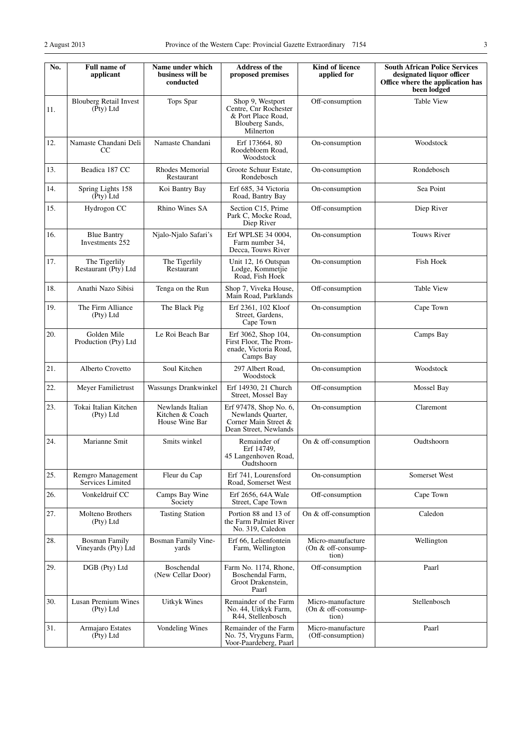| No. | Full name of applicant | Name under which business will be conducted | Address of the proposed premises | Kind of licence applied for | South African Police Services designated liquor officer Office where the application has been lodged |
|---|---|---|---|---|---|
| 11. | Blouberg Retail Invest (Pty) Ltd | Tops Spar | Shop 9, Westport Centre, Cnr Rochester & Port Place Road, Blouberg Sands, Milnerton | Off-consumption | Table View |
| 12. | Namaste Chandani Deli CC | Namaste Chandani | Erf 173664, 80 Roodebloem Road, Woodstock | On-consumption | Woodstock |
| 13. | Beadica 187 CC | Rhodes Memorial Restaurant | Groote Schuur Estate, Rondebosch | On-consumption | Rondebosch |
| 14. | Spring Lights 158 (Pty) Ltd | Koi Bantry Bay | Erf 685, 34 Victoria Road, Bantry Bay | On-consumption | Sea Point |
| 15. | Hydrogon CC | Rhino Wines SA | Section C15, Prime Park C, Mocke Road, Diep River | Off-consumption | Diep River |
| 16. | Blue Bantry Investments 252 | Njalo-Njalo Safari's | Erf WPLSE 34 0004, Farm number 34, Decca, Touws River | On-consumption | Touws River |
| 17. | The Tigerlily Restaurant (Pty) Ltd | The Tigerlily Restaurant | Unit 12, 16 Outspan Lodge, Kommetjie Road, Fish Hoek | On-consumption | Fish Hoek |
| 18. | Anathi Nazo Sibisi | Tenga on the Run | Shop 7, Viveka House, Main Road, Parklands | Off-consumption | Table View |
| 19. | The Firm Alliance (Pty) Ltd | The Black Pig | Erf 2361, 102 Kloof Street, Gardens, Cape Town | On-consumption | Cape Town |
| 20. | Golden Mile Production (Pty) Ltd | Le Roi Beach Bar | Erf 3062, Shop 104, First Floor, The Promenade, Victoria Road, Camps Bay | On-consumption | Camps Bay |
| 21. | Alberto Crovetto | Soul Kitchen | 297 Albert Road, Woodstock | On-consumption | Woodstock |
| 22. | Meyer Familietrust | Wassungs Drankwinkel | Erf 14930, 21 Church Street, Mossel Bay | Off-consumption | Mossel Bay |
| 23. | Tokai Italian Kitchen (Pty) Ltd | Newlands Italian Kitchen & Coach House Wine Bar | Erf 97478, Shop No. 6, Newlands Quarter, Corner Main Street & Dean Street, Newlands | On-consumption | Claremont |
| 24. | Marianne Smit | Smits winkel | Remainder of Erf 14749, 45 Langenhoven Road, Oudtshoorn | On & off-consumption | Oudtshoorn |
| 25. | Remgro Management Services Limited | Fleur du Cap | Erf 741, Lourensford Road, Somerset West | On-consumption | Somerset West |
| 26. | Vonkeldruif CC | Camps Bay Wine Society | Erf 2656, 64A Wale Street, Cape Town | Off-consumption | Cape Town |
| 27. | Molteno Brothers (Pty) Ltd | Tasting Station | Portion 88 and 13 of the Farm Palmiet River No. 319, Caledon | On & off-consumption | Caledon |
| 28. | Bosman Family Vineyards (Pty) Ltd | Bosman Family Vineyards | Erf 66, Lelienfontein Farm, Wellington | Micro-manufacture (On & off-consumption) | Wellington |
| 29. | DGB (Pty) Ltd | Boschendal (New Cellar Door) | Farm No. 1174, Rhone, Boschendal Farm, Groot Drakenstein, Paarl | Off-consumption | Paarl |
| 30. | Lusan Premium Wines (Pty) Ltd | Uitkyk Wines | Remainder of the Farm No. 44, Uitkyk Farm, R44, Stellenbosch | Micro-manufacture (On & off-consumption) | Stellenbosch |
| 31. | Armajaro Estates (Pty) Ltd | Vondeling Wines | Remainder of the Farm No. 75, Vryguns Farm, Voor-Paardeberg, Paarl | Micro-manufacture (Off-consumption) | Paarl |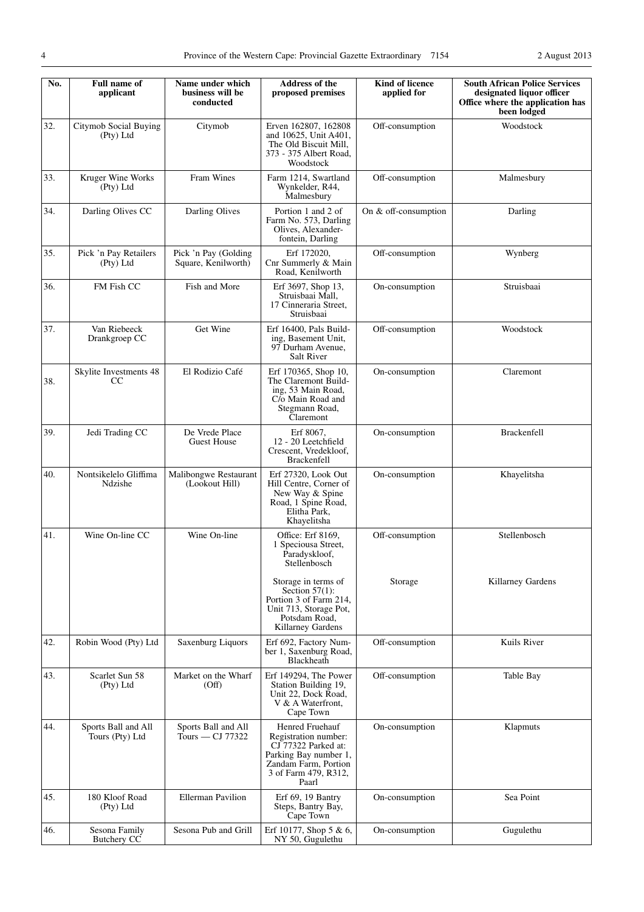| No. | Full name of applicant | Name under which business will be conducted | Address of the proposed premises | Kind of licence applied for | South African Police Services designated liquor officer Office where the application has been lodged |
|---|---|---|---|---|---|
| 32. | Citymob Social Buying (Pty) Ltd | Citymob | Erven 162807, 162808 and 10625, Unit A401, The Old Biscuit Mill, 373 - 375 Albert Road, Woodstock | Off-consumption | Woodstock |
| 33. | Kruger Wine Works (Pty) Ltd | Fram Wines | Farm 1214, Swartland Wynkelder, R44, Malmesbury | Off-consumption | Malmesbury |
| 34. | Darling Olives CC | Darling Olives | Portion 1 and 2 of Farm No. 573, Darling Olives, Alexander-fontein, Darling | On & off-consumption | Darling |
| 35. | Pick 'n Pay Retailers (Pty) Ltd | Pick 'n Pay (Golding Square, Kenilworth) | Erf 172020, Cnr Summerly & Main Road, Kenilworth | Off-consumption | Wynberg |
| 36. | FM Fish CC | Fish and More | Erf 3697, Shop 13, Struisbaai Mall, 17 Cinneraria Street, Struisbaai | On-consumption | Struisbaai |
| 37. | Van Riebeeck Drankgroep CC | Get Wine | Erf 16400, Pals Building, Basement Unit, 97 Durham Avenue, Salt River | Off-consumption | Woodstock |
| 38. | Skylite Investments 48 CC | El Rodizio Café | Erf 170365, Shop 10, The Claremont Building, 53 Main Road, C/o Main Road and Stegmann Road, Claremont | On-consumption | Claremont |
| 39. | Jedi Trading CC | De Vrede Place Guest House | Erf 8067, 12 - 20 Leetchfield Crescent, Vredekloof, Brackenfell | On-consumption | Brackenfell |
| 40. | Nontsikelelo Gliffima Ndzishe | Malibongwe Restaurant (Lookout Hill) | Erf 27320, Look Out Hill Centre, Corner of New Way & Spine Road, 1 Spine Road, Elitha Park, Khayelitsha | On-consumption | Khayelitsha |
| 41. | Wine On-line CC | Wine On-line | Office: Erf 8169, 1 Speciousa Street, Paradyskloof, Stellenbosch | Off-consumption | Stellenbosch |
| | | | Storage in terms of Section 57(1): Portion 3 of Farm 214, Unit 713, Storage Pot, Potsdam Road, Killarney Gardens | Storage | Killarney Gardens |
| 42. | Robin Wood (Pty) Ltd | Saxenburg Liquors | Erf 692, Factory Number 1, Saxenburg Road, Blackheath | Off-consumption | Kuils River |
| 43. | Scarlet Sun 58 (Pty) Ltd | Market on the Wharf (Off) | Erf 149294, The Power Station Building 19, Unit 22, Dock Road, V & A Waterfront, Cape Town | Off-consumption | Table Bay |
| 44. | Sports Ball and All Tours (Pty) Ltd | Sports Ball and All Tours — CJ 77322 | Henred Fruehauf Registration number: CJ 77322 Parked at: Parking Bay number 1, Zandam Farm, Portion 3 of Farm 479, R312, Paarl | On-consumption | Klapmuts |
| 45. | 180 Kloof Road (Pty) Ltd | Ellerman Pavilion | Erf 69, 19 Bantry Steps, Bantry Bay, Cape Town | On-consumption | Sea Point |
| 46. | Sesona Family Butchery CC | Sesona Pub and Grill | Erf 10177, Shop 5 & 6, NY 50, Gugulethu | On-consumption | Gugulethu |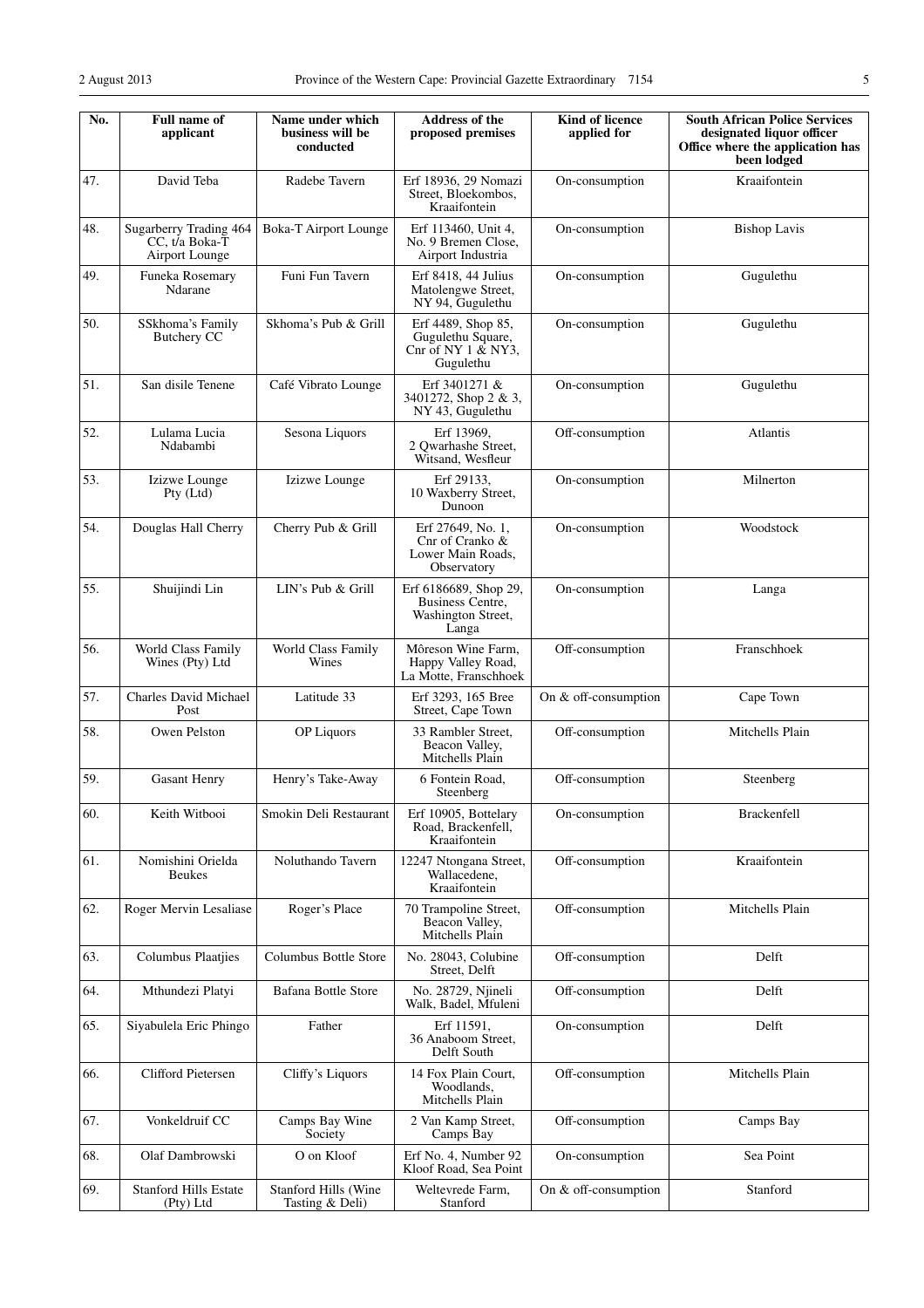| No. | Full name of applicant | Name under which business will be conducted | Address of the proposed premises | Kind of licence applied for | South African Police Services designated liquor officer Office where the application has been lodged |
|---|---|---|---|---|---|
| 47. | David Teba | Radebe Tavern | Erf 18936, 29 Nomazi Street, Bloekombos, Kraaifontein | On-consumption | Kraaifontein |
| 48. | Sugarberry Trading 464 CC, t/a Boka-T Airport Lounge | Boka-T Airport Lounge | Erf 113460, Unit 4, No. 9 Bremen Close, Airport Industria | On-consumption | Bishop Lavis |
| 49. | Funeka Rosemary Ndarane | Funi Fun Tavern | Erf 8418, 44 Julius Matolengwe Street, NY 94, Gugulethu | On-consumption | Gugulethu |
| 50. | SSkhoma's Family Butchery CC | Skhoma's Pub & Grill | Erf 4489, Shop 85, Gugulethu Square, Cnr of NY 1 & NY3, Gugulethu | On-consumption | Gugulethu |
| 51. | San disile Tenene | Café Vibrato Lounge | Erf 3401271 & 3401272, Shop 2 & 3, NY 43, Gugulethu | On-consumption | Gugulethu |
| 52. | Lulama Lucia Ndabambi | Sesona Liquors | Erf 13969, 2 Qwarhashe Street, Witsand, Wesfleur | Off-consumption | Atlantis |
| 53. | Izizwe Lounge Pty (Ltd) | Izizwe Lounge | Erf 29133, 10 Waxberry Street, Dunoon | On-consumption | Milnerton |
| 54. | Douglas Hall Cherry | Cherry Pub & Grill | Erf 27649, No. 1, Cnr of Cranko & Lower Main Roads, Observatory | On-consumption | Woodstock |
| 55. | Shuijindi Lin | LIN's Pub & Grill | Erf 6186689, Shop 29, Business Centre, Washington Street, Langa | On-consumption | Langa |
| 56. | World Class Family Wines (Pty) Ltd | World Class Family Wines | Môreson Wine Farm, Happy Valley Road, La Motte, Franschhoek | Off-consumption | Franschhoek |
| 57. | Charles David Michael Post | Latitude 33 | Erf 3293, 165 Bree Street, Cape Town | On & off-consumption | Cape Town |
| 58. | Owen Pelston | OP Liquors | 33 Rambler Street, Beacon Valley, Mitchells Plain | Off-consumption | Mitchells Plain |
| 59. | Gasant Henry | Henry's Take-Away | 6 Fontein Road, Steenberg | Off-consumption | Steenberg |
| 60. | Keith Witbooi | Smokin Deli Restaurant | Erf 10905, Bottelary Road, Brackenfell, Kraaifontein | On-consumption | Brackenfell |
| 61. | Nomishini Orielda Beukes | Noluthando Tavern | 12247 Ntongana Street, Wallacedene, Kraaifontein | Off-consumption | Kraaifontein |
| 62. | Roger Mervin Lesaliase | Roger's Place | 70 Trampoline Street, Beacon Valley, Mitchells Plain | Off-consumption | Mitchells Plain |
| 63. | Columbus Plaatjies | Columbus Bottle Store | No. 28043, Colubine Street, Delft | Off-consumption | Delft |
| 64. | Mthundezi Platyi | Bafana Bottle Store | No. 28729, Njineli Walk, Badel, Mfuleni | Off-consumption | Delft |
| 65. | Siyabulela Eric Phingo | Father | Erf 11591, 36 Anaboom Street, Delft South | On-consumption | Delft |
| 66. | Clifford Pietersen | Cliffy's Liquors | 14 Fox Plain Court, Woodlands, Mitchells Plain | Off-consumption | Mitchells Plain |
| 67. | Vonkeldruif CC | Camps Bay Wine Society | 2 Van Kamp Street, Camps Bay | Off-consumption | Camps Bay |
| 68. | Olaf Dambrowski | O on Kloof | Erf No. 4, Number 92 Kloof Road, Sea Point | On-consumption | Sea Point |
| 69. | Stanford Hills Estate (Pty) Ltd | Stanford Hills (Wine Tasting & Deli) | Weltevrede Farm, Stanford | On & off-consumption | Stanford |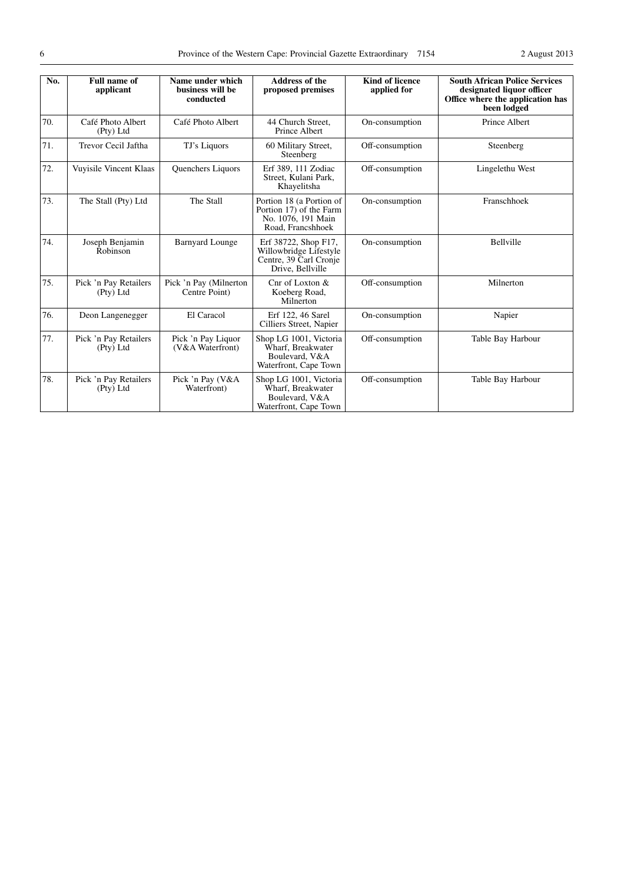| No. | Full name of applicant | Name under which business will be conducted | Address of the proposed premises | Kind of licence applied for | South African Police Services designated liquor officer Office where the application has been lodged |
|---|---|---|---|---|---|
| 70. | Café Photo Albert (Pty) Ltd | Café Photo Albert | 44 Church Street, Prince Albert | On-consumption | Prince Albert |
| 71. | Trevor Cecil Jaftha | TJ's Liquors | 60 Military Street, Steenberg | Off-consumption | Steenberg |
| 72. | Vuyisile Vincent Klaas | Quenchers Liquors | Erf 389, 111 Zodiac Street, Kulani Park, Khayelitsha | Off-consumption | Lingelethu West |
| 73. | The Stall (Pty) Ltd | The Stall | Portion 18 (a Portion of Portion 17) of the Farm No. 1076, 191 Main Road, Francshhoek | On-consumption | Franschhoek |
| 74. | Joseph Benjamin Robinson | Barnyard Lounge | Erf 38722, Shop F17, Willowbridge Lifestyle Centre, 39 Carl Cronje Drive, Bellville | On-consumption | Bellville |
| 75. | Pick 'n Pay Retailers (Pty) Ltd | Pick 'n Pay (Milnerton Centre Point) | Cnr of Loxton & Koeberg Road, Milnerton | Off-consumption | Milnerton |
| 76. | Deon Langenegger | El Caracol | Erf 122, 46 Sarel Cilliers Street, Napier | On-consumption | Napier |
| 77. | Pick 'n Pay Retailers (Pty) Ltd | Pick 'n Pay Liquor (V&A Waterfront) | Shop LG 1001, Victoria Wharf, Breakwater Boulevard, V&A Waterfront, Cape Town | Off-consumption | Table Bay Harbour |
| 78. | Pick 'n Pay Retailers (Pty) Ltd | Pick 'n Pay (V&A Waterfront) | Shop LG 1001, Victoria Wharf, Breakwater Boulevard, V&A Waterfront, Cape Town | Off-consumption | Table Bay Harbour |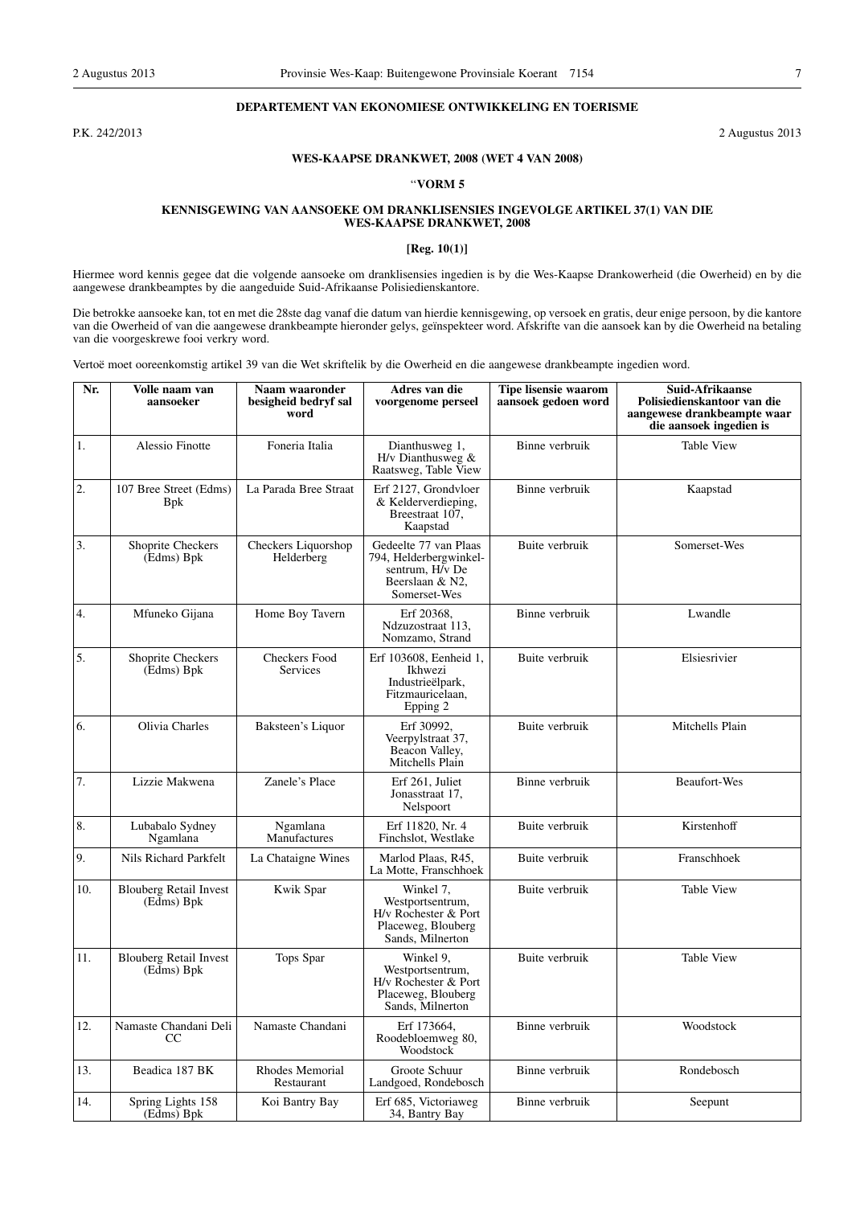**DEPARTEMENT VAN EKONOMIESE ONTWIKKELING EN TOERISME**

P.K. 242/2013

2 Augustus 2013

**WES-KAAPSE DRANKWET, 2008 (WET 4 VAN 2008)**

**"VORM 5**

**KENNISGEWING VAN AANSOEKE OM DRANKLISENSIES INGEVOLGE ARTIKEL 37(1) VAN DIE WES-KAAPSE DRANKWET, 2008**

**[Reg. 10(1)]**

Hiermee word kennis gegee dat die volgende aansoeke om dranklisensies ingedien is by die Wes-Kaapse Drankowerheid (die Owerheid) en by die aangewese drankbeamptes by die aangeduide Suid-Afrikaanse Polisiedienskantore.

Die betrokke aansoeke kan, tot en met die 28ste dag vanaf die datum van hierdie kennisgewing, op versoek en gratis, deur enige persoon, by die kantore van die Owerheid of van die aangewese drankbeampte hieronder gelys, geïnspekteer word. Afskrifte van die aansoek kan by die Owerheid na betaling van die voorgeskrewe fooi verkry word.

Vertoë moet ooreenkomstig artikel 39 van die Wet skriftelik by die Owerheid en die aangewese drankbeampte ingedien word.

| Nr. | Volle naam van aansoeker | Naam waaronder besigheid bedryf sal word | Adres van die voorgenome perseel | Tipe lisensie waarom aansoek gedoen word | Suid-Afrikaanse Polisiedienskantoor van die aangewese drankbeampte waar die aansoek ingedien is |
|---|---|---|---|---|---|
| 1. | Alessio Finotte | Foneria Italia | Dianthusweg 1, H/v Dianthusweg & Raatsweg, Table View | Binne verbruik | Table View |
| 2. | 107 Bree Street (Edms) Bpk | La Parada Bree Straat | Erf 2127, Grondvloer & Kelderverdieping, Breestraat 107, Kaapstad | Binne verbruik | Kaapstad |
| 3. | Shoprite Checkers (Edms) Bpk | Checkers Liquorshop Helderberg | Gedeelte 77 van Plaas 794, Helderbergwinkelsentrum, H/v De Beerslaan & N2, Somerset-Wes | Buite verbruik | Somerset-Wes |
| 4. | Mfuneko Gijana | Home Boy Tavern | Erf 20368, Ndzuzostraat 113, Nomzamo, Strand | Binne verbruik | Lwandle |
| 5. | Shoprite Checkers (Edms) Bpk | Checkers Food Services | Erf 103608, Eenheid 1, Ikhwezi Industrieëlpark, Fitzmauricelaan, Epping 2 | Buite verbruik | Elsiesrivier |
| 6. | Olivia Charles | Baksteen's Liquor | Erf 30992, Veerpylstraat 37, Beacon Valley, Mitchells Plain | Buite verbruik | Mitchells Plain |
| 7. | Lizzie Makwena | Zanele's Place | Erf 261, Juliet Jonasstraat 17, Nelspoort | Binne verbruik | Beaufort-Wes |
| 8. | Lubabalo Sydney Ngamlana | Ngamlana Manufactures | Erf 11820, Nr. 4 Finchslot, Westlake | Buite verbruik | Kirstenhoff |
| 9. | Nils Richard Parkfelt | La Chataigne Wines | Marlod Plaas, R45, La Motte, Franschhoek | Buite verbruik | Franschhoek |
| 10. | Blouberg Retail Invest (Edms) Bpk | Kwik Spar | Winkel 7, Westportsentrum, H/v Rochester & Port Placeweg, Blouberg Sands, Milnerton | Buite verbruik | Table View |
| 11. | Blouberg Retail Invest (Edms) Bpk | Tops Spar | Winkel 9, Westportsentrum, H/v Rochester & Port Placeweg, Blouberg Sands, Milnerton | Buite verbruik | Table View |
| 12. | Namaste Chandani Deli CC | Namaste Chandani | Erf 173664, Roodebloemweg 80, Woodstock | Binne verbruik | Woodstock |
| 13. | Beadica 187 BK | Rhodes Memorial Restaurant | Groote Schuur Landgoed, Rondebosch | Binne verbruik | Rondebosch |
| 14. | Spring Lights 158 (Edms) Bpk | Koi Bantry Bay | Erf 685, Victoriaweg 34, Bantry Bay | Binne verbruik | Seepunt |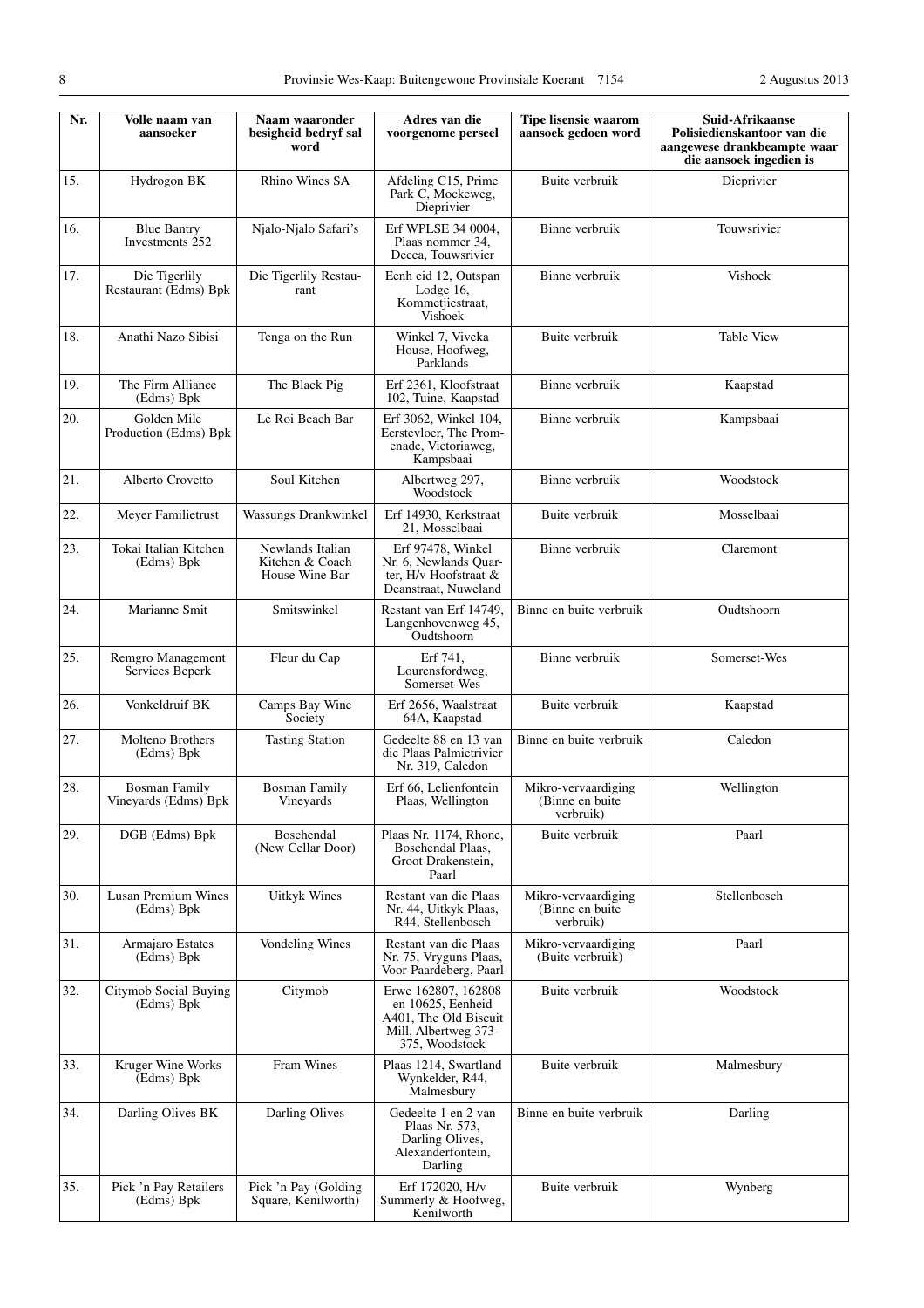| Nr. | Volle naam van aansoeker | Naam waaronder besigheid bedryf sal word | Adres van die voorgenome perseel | Tipe lisensie waarom aansoek gedoen word | Suid-Afrikaanse Polisiedienskantoor van die aangewese drankbeampte waar die aansoek ingedien is |
|---|---|---|---|---|---|
| 15. | Hydrogon BK | Rhino Wines SA | Afdeling C15, Prime Park C, Mockeweg, Dieprivier | Buite verbruik | Dieprivier |
| 16. | Blue Bantry Investments 252 | Njalo-Njalo Safari's | Erf WPLSE 34 0004, Plaas nommer 34, Decca, Touwsrivier | Binne verbruik | Touwsrivier |
| 17. | Die Tigerlily Restaurant (Edms) Bpk | Die Tigerlily Restaurant | Eenh eid 12, Outspan Lodge 16, Kommetjiestraat, Vishoek | Binne verbruik | Vishoek |
| 18. | Anathi Nazo Sibisi | Tenga on the Run | Winkel 7, Viveka House, Hoofweg, Parklands | Buite verbruik | Table View |
| 19. | The Firm Alliance (Edms) Bpk | The Black Pig | Erf 2361, Kloofstraat 102, Tuine, Kaapstad | Binne verbruik | Kaapstad |
| 20. | Golden Mile Production (Edms) Bpk | Le Roi Beach Bar | Erf 3062, Winkel 104, Eerstevloer, The Promenade, Victoriaweg, Kampsbaai | Binne verbruik | Kampsbaai |
| 21. | Alberto Crovetto | Soul Kitchen | Albertweg 297, Woodstock | Binne verbruik | Woodstock |
| 22. | Meyer Familietrust | Wassungs Drankwinkel | Erf 14930, Kerkstraat 21, Mosselbaai | Buite verbruik | Mosselbaai |
| 23. | Tokai Italian Kitchen (Edms) Bpk | Newlands Italian Kitchen & Coach House Wine Bar | Erf 97478, Winkel Nr. 6, Newlands Quarter, H/v Hoofstraat & Deanstraat, Nuweland | Binne verbruik | Claremont |
| 24. | Marianne Smit | Smitswinkel | Restant van Erf 14749, Langenhovenweg 45, Oudtshoorn | Binne en buite verbruik | Oudtshoorn |
| 25. | Remgro Management Services Beperk | Fleur du Cap | Erf 741, Lourensfordweg, Somerset-Wes | Binne verbruik | Somerset-Wes |
| 26. | Vonkeldruif BK | Camps Bay Wine Society | Erf 2656, Waalstraat 64A, Kaapstad | Buite verbruik | Kaapstad |
| 27. | Molteno Brothers (Edms) Bpk | Tasting Station | Gedeelte 88 en 13 van die Plaas Palmietrivier Nr. 319, Caledon | Binne en buite verbruik | Caledon |
| 28. | Bosman Family Vineyards (Edms) Bpk | Bosman Family Vineyards | Erf 66, Lelienfontein Plaas, Wellington | Mikro-vervaardiging (Binne en buite verbruik) | Wellington |
| 29. | DGB (Edms) Bpk | Boschendal (New Cellar Door) | Plaas Nr. 1174, Rhone, Boschendal Plaas, Groot Drakenstein, Paarl | Buite verbruik | Paarl |
| 30. | Lusan Premium Wines (Edms) Bpk | Uitkyk Wines | Restant van die Plaas Nr. 44, Uitkyk Plaas, R44, Stellenbosch | Mikro-vervaardiging (Binne en buite verbruik) | Stellenbosch |
| 31. | Armajaro Estates (Edms) Bpk | Vondeling Wines | Restant van die Plaas Nr. 75, Vryguns Plaas, Voor-Paardeberg, Paarl | Mikro-vervaardiging (Buite verbruik) | Paarl |
| 32. | Citymob Social Buying (Edms) Bpk | Citymob | Erwe 162807, 162808 en 10625, Eenheid A401, The Old Biscuit Mill, Albertweg 373-375, Woodstock | Buite verbruik | Woodstock |
| 33. | Kruger Wine Works (Edms) Bpk | Fram Wines | Plaas 1214, Swartland Wynkelder, R44, Malmesbury | Buite verbruik | Malmesbury |
| 34. | Darling Olives BK | Darling Olives | Gedeelte 1 en 2 van Plaas Nr. 573, Darling Olives, Alexanderfontein, Darling | Binne en buite verbruik | Darling |
| 35. | Pick 'n Pay Retailers (Edms) Bpk | Pick 'n Pay (Golding Square, Kenilworth) | Erf 172020, H/v Summerly & Hoofweg, Kenilworth | Buite verbruik | Wynberg |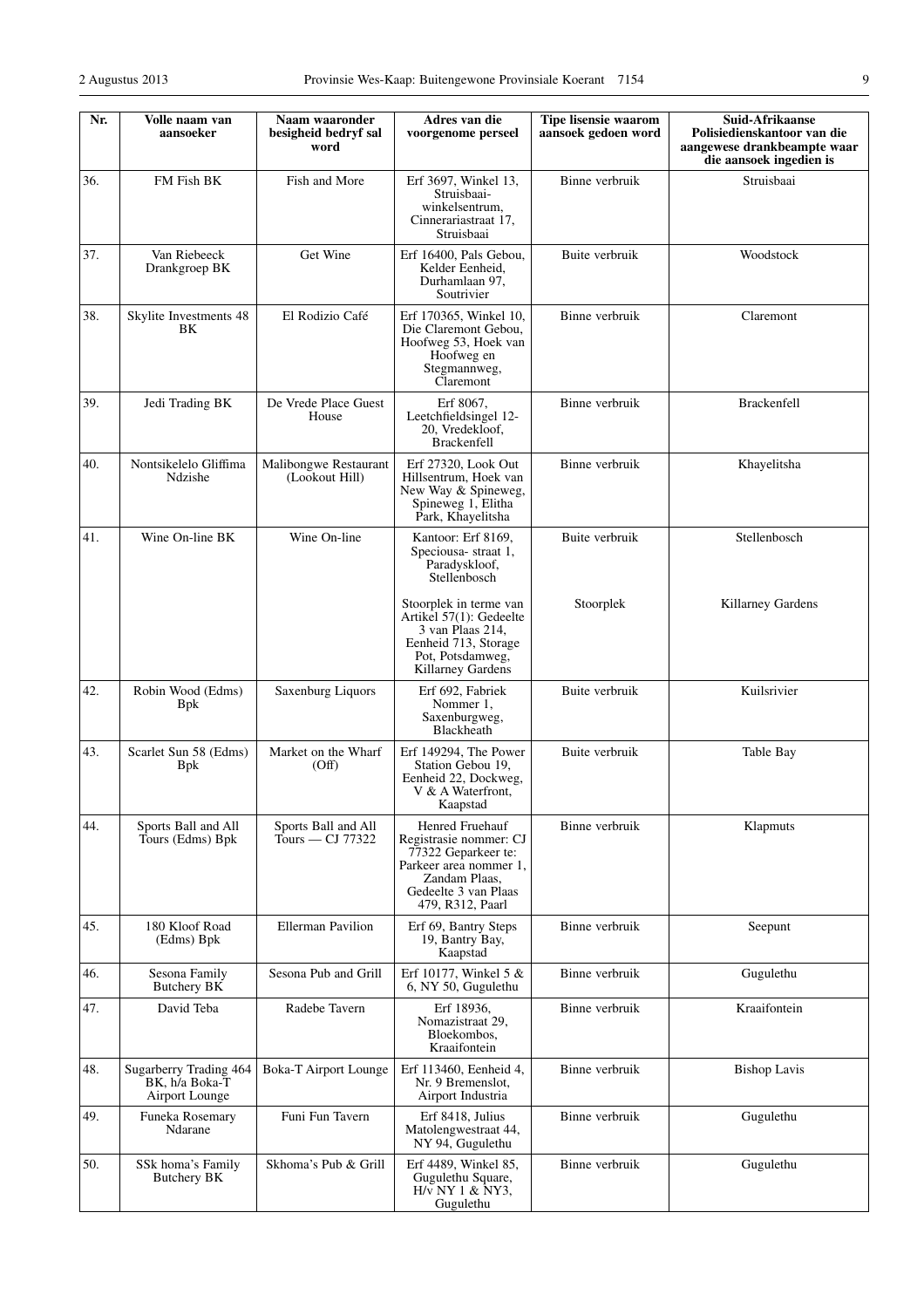| Nr. | Volle naam van aansoeker | Naam waaronder besigheid bedryf sal word | Adres van die voorgenome perseel | Tipe lisensie waarom aansoek gedoen word | Suid-Afrikaanse Polisiedienskantoor van die aangewese drankbeampte waar die aansoek ingedien is |
|---|---|---|---|---|---|
| 36. | FM Fish BK | Fish and More | Erf 3697, Winkel 13, Struisbaai-winkelsentrum, Cinnerariastraat 17, Struisbaai | Binne verbruik | Struisbaai |
| 37. | Van Riebeeck Drankgroep BK | Get Wine | Erf 16400, Pals Gebou, Kelder Eenheid, Durhamlaan 97, Soutrivier | Buite verbruik | Woodstock |
| 38. | Skylite Investments 48 BK | El Rodizio Café | Erf 170365, Winkel 10, Die Claremont Gebou, Hoofweg 53, Hoek van Hoofweg en Stegmannweg, Claremont | Binne verbruik | Claremont |
| 39. | Jedi Trading BK | De Vrede Place Guest House | Erf 8067, Leetchfieldsingel 12-20, Vredekloof, Brackenfell | Binne verbruik | Brackenfell |
| 40. | Nontsikelelo Gliffima Ndzishe | Malibongwe Restaurant (Lookout Hill) | Erf 27320, Look Out Hillsentrum, Hoek van New Way & Spineweg, Spineweg 1, Elitha Park, Khayelitsha | Binne verbruik | Khayelitsha |
| 41. | Wine On-line BK | Wine On-line | Kantoor: Erf 8169, Speciousa- straat 1, Paradyskloof, Stellenbosch | Buite verbruik | Stellenbosch |
| | | | Stoorplek in terme van Artikel 57(1): Gedeelte 3 van Plaas 214, Eenheid 713, Storage Pot, Potsdamweg, Killarney Gardens | Stoorplek | Killarney Gardens |
| 42. | Robin Wood (Edms) Bpk | Saxenburg Liquors | Erf 692, Fabriek Nommer 1, Saxenburgweg, Blackheath | Buite verbruik | Kuilsrivier |
| 43. | Scarlet Sun 58 (Edms) Bpk | Market on the Wharf (Off) | Erf 149294, The Power Station Gebou 19, Eenheid 22, Dockweg, V & A Waterfront, Kaapstad | Buite verbruik | Table Bay |
| 44. | Sports Ball and All Tours (Edms) Bpk | Sports Ball and All Tours — CJ 77322 | Henred Fruehauf Registrasie nommer: CJ 77322 Geparkeer te: Parkeer area nommer 1, Zandam Plaas, Gedeelte 3 van Plaas 479, R312, Paarl | Binne verbruik | Klapmuts |
| 45. | 180 Kloof Road (Edms) Bpk | Ellerman Pavilion | Erf 69, Bantry Steps 19, Bantry Bay, Kaapstad | Binne verbruik | Seepunt |
| 46. | Sesona Family Butchery BK | Sesona Pub and Grill | Erf 10177, Winkel 5 & 6, NY 50, Gugulethu | Binne verbruik | Gugulethu |
| 47. | David Teba | Radebe Tavern | Erf 18936, Nomazistraat 29, Bloekombos, Kraaifontein | Binne verbruik | Kraaifontein |
| 48. | Sugarberry Trading 464 BK, h/a Boka-T Airport Lounge | Boka-T Airport Lounge | Erf 113460, Eenheid 4, Nr. 9 Bremenslot, Airport Industria | Binne verbruik | Bishop Lavis |
| 49. | Funeka Rosemary Ndarane | Funi Fun Tavern | Erf 8418, Julius Matolengwestraat 44, NY 94, Gugulethu | Binne verbruik | Gugulethu |
| 50. | SSk homa's Family Butchery BK | Skhoma's Pub & Grill | Erf 4489, Winkel 85, Gugulethu Square, H/v NY 1 & NY3, Gugulethu | Binne verbruik | Gugulethu |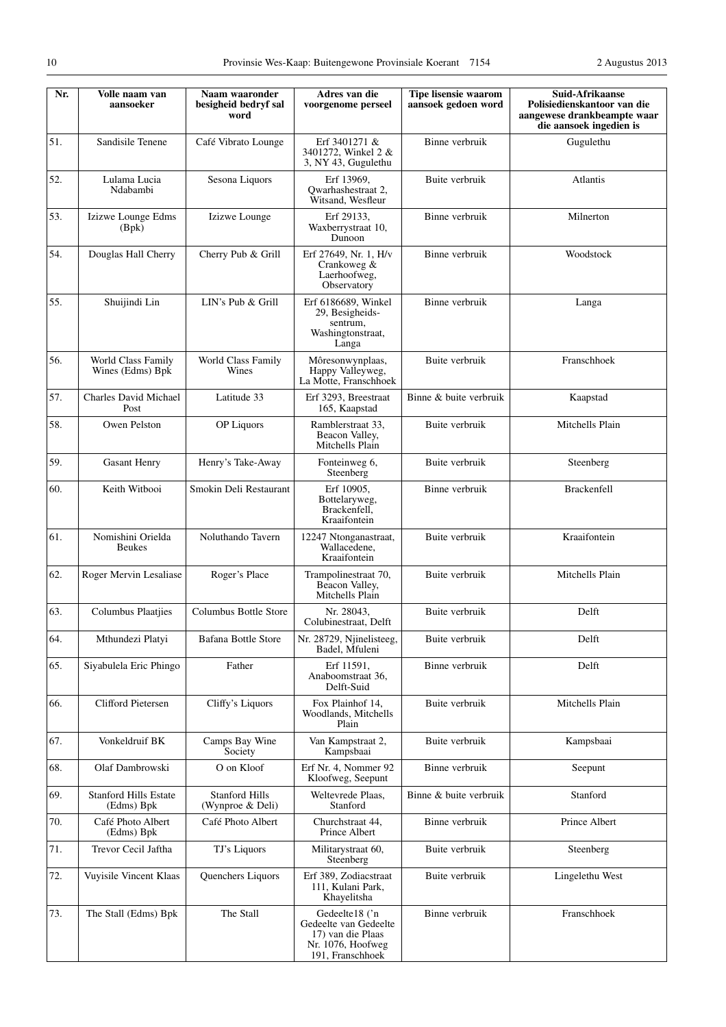| Nr. | Volle naam van aansoeker | Naam waaronder besigheid bedryf sal word | Adres van die voorgenome perseel | Tipe lisensie waarom aansoek gedoen word | Suid-Afrikaanse Polisiedienskantoor van die aangewese drankbeampte waar die aansoek ingedien is |
|---|---|---|---|---|---|
| 51. | Sandisile Tenene | Café Vibrato Lounge | Erf 3401271 & 3401272, Winkel 2 & 3, NY 43, Gugulethu | Binne verbruik | Gugulethu |
| 52. | Lulama Lucia Ndabambi | Sesona Liquors | Erf 13969, Qwarhashestraat 2, Witsand, Wesfleur | Buite verbruik | Atlantis |
| 53. | Izizwe Lounge Edms (Bpk) | Izizwe Lounge | Erf 29133, Waxberrystraat 10, Dunoon | Binne verbruik | Milnerton |
| 54. | Douglas Hall Cherry | Cherry Pub & Grill | Erf 27649, Nr. 1, H/v Crankoweg & Laerhoofweg, Observatory | Binne verbruik | Woodstock |
| 55. | Shuijindi Lin | LIN's Pub & Grill | Erf 6186689, Winkel 29, Besigheids-sentrum, Washingtonstraat, Langa | Binne verbruik | Langa |
| 56. | World Class Family Wines (Edms) Bpk | World Class Family Wines | Môresonwynplaas, Happy Valleyweg, La Motte, Franschhoek | Buite verbruik | Franschhoek |
| 57. | Charles David Michael Post | Latitude 33 | Erf 3293, Breestraat 165, Kaapstad | Binne & buite verbruik | Kaapstad |
| 58. | Owen Pelston | OP Liquors | Ramblerstraat 33, Beacon Valley, Mitchells Plain | Buite verbruik | Mitchells Plain |
| 59. | Gasant Henry | Henry's Take-Away | Fonteinweg 6, Steenberg | Buite verbruik | Steenberg |
| 60. | Keith Witbooi | Smokin Deli Restaurant | Erf 10905, Bottelaryweg, Brackenfell, Kraaifontein | Binne verbruik | Brackenfell |
| 61. | Nomishini Orielda Beukes | Noluthando Tavern | 12247 Ntonganastraat, Wallacedene, Kraaifontein | Buite verbruik | Kraaifontein |
| 62. | Roger Mervin Lesaliase | Roger's Place | Trampolinestraat 70, Beacon Valley, Mitchells Plain | Buite verbruik | Mitchells Plain |
| 63. | Columbus Plaatjies | Columbus Bottle Store | Nr. 28043, Colubinestraat, Delft | Buite verbruik | Delft |
| 64. | Mthundezi Platyi | Bafana Bottle Store | Nr. 28729, Njinelisteeg, Badel, Mfuleni | Buite verbruik | Delft |
| 65. | Siyabulela Eric Phingo | Father | Erf 11591, Anaboomstraat 36, Delft-Suid | Binne verbruik | Delft |
| 66. | Clifford Pietersen | Cliffy's Liquors | Fox Plainhof 14, Woodlands, Mitchells Plain | Buite verbruik | Mitchells Plain |
| 67. | Vonkeldruif BK | Camps Bay Wine Society | Van Kampstraat 2, Kampsbaai | Buite verbruik | Kampsbaai |
| 68. | Olaf Dambrowski | O on Kloof | Erf Nr. 4, Nommer 92 Kloofweg, Seepunt | Binne verbruik | Seepunt |
| 69. | Stanford Hills Estate (Edms) Bpk | Stanford Hills (Wynproe & Deli) | Weltevrede Plaas, Stanford | Binne & buite verbruik | Stanford |
| 70. | Café Photo Albert (Edms) Bpk | Café Photo Albert | Churchstraat 44, Prince Albert | Binne verbruik | Prince Albert |
| 71. | Trevor Cecil Jaftha | TJ's Liquors | Militarystraat 60, Steenberg | Buite verbruik | Steenberg |
| 72. | Vuyisile Vincent Klaas | Quenchers Liquors | Erf 389, Zodiacstraat 111, Kulani Park, Khayelitsha | Buite verbruik | Lingelethu West |
| 73. | The Stall (Edms) Bpk | The Stall | Gedeelte18 ('n Gedeelte van Gedeelte 17) van die Plaas Nr. 1076, Hoofweg 191, Franschhoek | Binne verbruik | Franschhoek |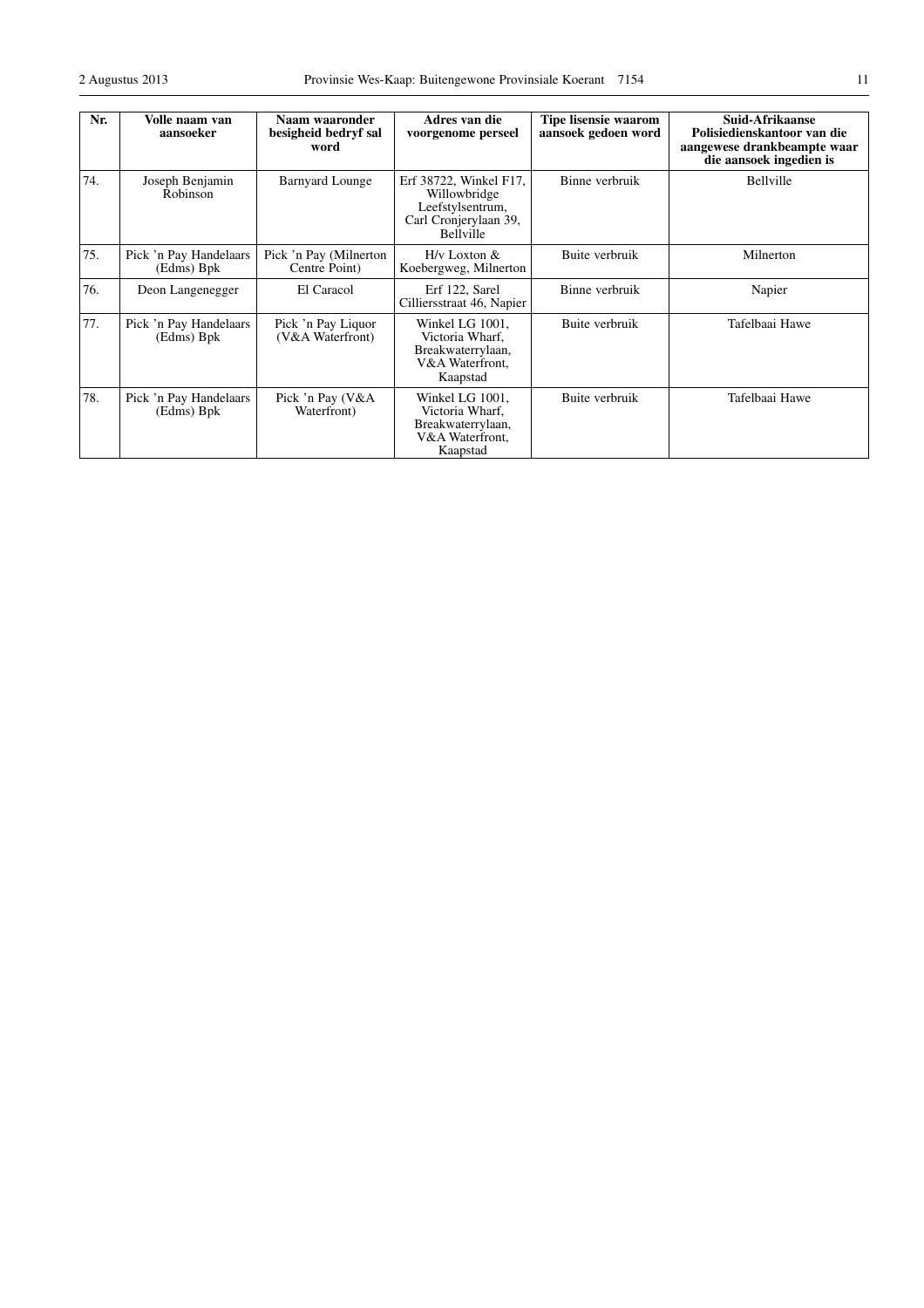| Nr. | Volle naam van aansoeker | Naam waaronder besigheid bedryf sal word | Adres van die voorgenome perseel | Tipe lisensie waarom aansoek gedoen word | Suid-Afrikaanse Polisiedienskantoor van die aangewese drankbeampte waar die aansoek ingedien is |
|---|---|---|---|---|---|
| 74. | Joseph Benjamin Robinson | Barnyard Lounge | Erf 38722, Winkel F17, Willowbridge Leefstylsentrum, Carl Cronjerylaan 39, Bellville | Binne verbruik | Bellville |
| 75. | Pick 'n Pay Handelaars (Edms) Bpk | Pick 'n Pay (Milnerton Centre Point) | H/v Loxton & Koebergweg, Milnerton | Buite verbruik | Milnerton |
| 76. | Deon Langenegger | El Caracol | Erf 122, Sarel Cilliersstraat 46, Napier | Binne verbruik | Napier |
| 77. | Pick 'n Pay Handelaars (Edms) Bpk | Pick 'n Pay Liquor (V&A Waterfront) | Winkel LG 1001, Victoria Wharf, Breakwaterrylaan, V&A Waterfront, Kaapstad | Buite verbruik | Tafelbaai Hawe |
| 78. | Pick 'n Pay Handelaars (Edms) Bpk | Pick 'n Pay (V&A Waterfront) | Winkel LG 1001, Victoria Wharf, Breakwaterrylaan, V&A Waterfront, Kaapstad | Buite verbruik | Tafelbaai Hawe |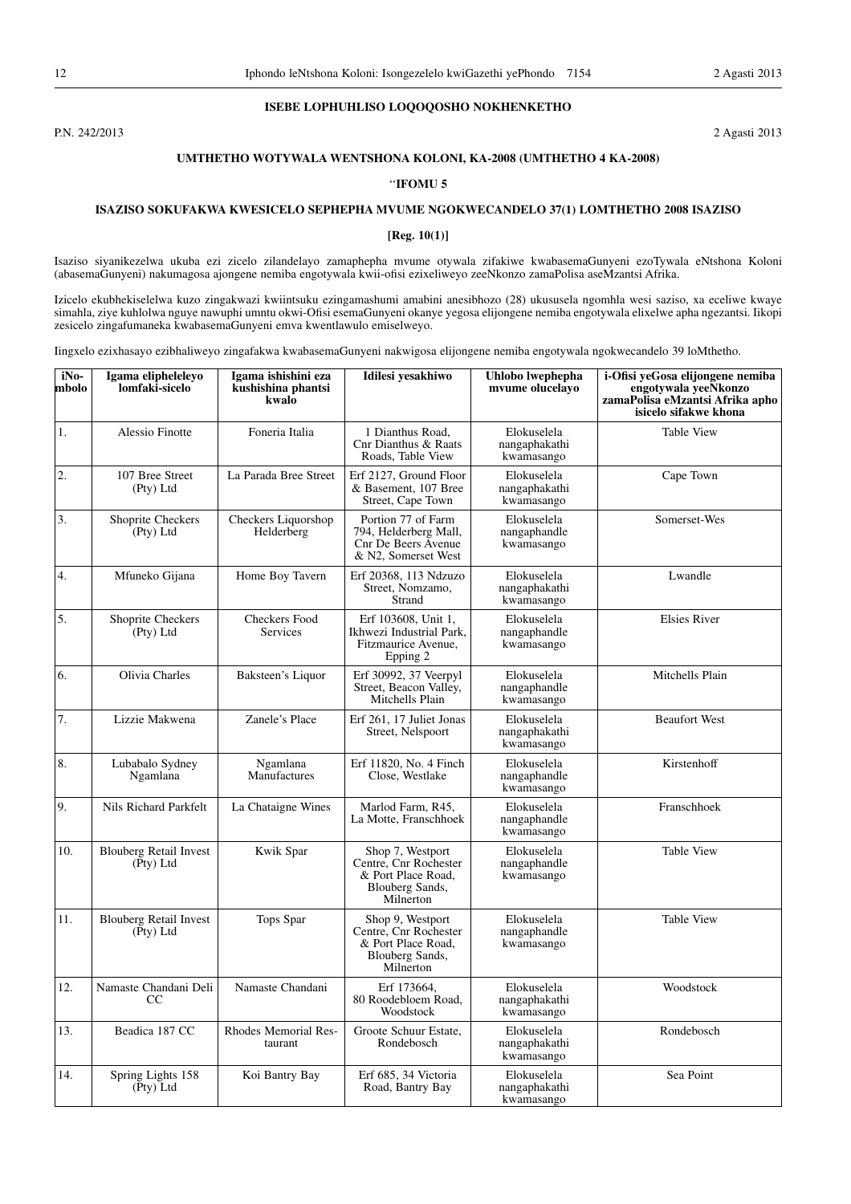**ISEBE LOPHUHLISO LOQOQOSHO NOKHENKETHO**

P.N. 242/2013

2 Agasti 2013

**UMTHETHO WOTYWALA WENTSHONA KOLONI, KA-2008 (UMTHETHO 4 KA-2008)**

**''IFOMU 5**

**ISAZISO SOKUFAKWA KWESICELO SEPHEPHA MVUME NGOKWECANDELO 37(1) LOMTHETHO 2008 ISAZISO**

**[Reg. 10(1)]**

Isaziso siyanikezelwa ukuba ezi zicelo zilandelayo zamaphepha mvume otywala zifakiwe kwabasemaGunyeni ezoTywala eNtshona Koloni (abasemaGunyeni) nakumagosa ajongene nemiba engotywala kwii-ofisi ezixeliweyo zeeNkonzo zamaPolisa aseMzantsi Afrika.

Izicelo ekubhekiselelwa kuzo zingakwazi kwiintsuku ezingamashumi amabini anesibhozo (28) ukususela ngomhla wesi saziso, xa eceliwe kwaye simahla, ziye kuhlolwa nguye nawuphi umntu okwi-Ofisi esemaGunyeni okanye yegosa elijongene nemiba engotywala elixelwe apha ngezantsi. Iikopi zesicelo zingafumaneka kwabasemaGunyeni emva kwentlawulo emiselweyo.

Iingxelo ezixhasayo ezibhaliweyo zingafakwa kwabasemaGunyeni nakwigosa elijongene nemiba engotywala ngokwecandelo 39 loMthetho.

| iNo-mbolo | Igama elipheleleyo lomfaki-sicelo | Igama ishishini eza kushishina phantsi kwalo | Idilesi yesakhiwo | Uhlobo lwephepha mvume olucelayo | i-Ofisi yeGosa elijongene nemiba engotywala yeeNkonzo zamaPolisa eMzantsi Afrika apho isicelo sifakwe khona |
|---|---|---|---|---|---|
| 1. | Alessio Finotte | Foneria Italia | 1 Dianthus Road, Cnr Dianthus & Raats Roads, Table View | Elokuselela nangaphakathi kwamasango | Table View |
| 2. | 107 Bree Street (Pty) Ltd | La Parada Bree Street | Erf 2127, Ground Floor & Basement, 107 Bree Street, Cape Town | Elokuselela nangaphakathi kwamasango | Cape Town |
| 3. | Shoprite Checkers (Pty) Ltd | Checkers Liquorshop Helderberg | Portion 77 of Farm 794, Helderberg Mall, Cnr De Beers Avenue & N2, Somerset West | Elokuselela nangaphandle kwamasango | Somerset-Wes |
| 4. | Mfuneko Gijana | Home Boy Tavern | Erf 20368, 113 Ndzuzo Street, Nomzamo, Strand | Elokuselela nangaphakathi kwamasango | Lwandle |
| 5. | Shoprite Checkers (Pty) Ltd | Checkers Food Services | Erf 103608, Unit 1, Ikhwezi Industrial Park, Fitzmaurice Avenue, Epping 2 | Elokuselela nangaphandle kwamasango | Elsies River |
| 6. | Olivia Charles | Baksteen's Liquor | Erf 30992, 37 Veerpyl Street, Beacon Valley, Mitchells Plain | Elokuselela nangaphandle kwamasango | Mitchells Plain |
| 7. | Lizzie Makwena | Zanele's Place | Erf 261, 17 Juliet Jonas Street, Nelspoort | Elokuselela nangaphakathi kwamasango | Beaufort West |
| 8. | Lubabalo Sydney Ngamlana | Ngamlana Manufactures | Erf 11820, No. 4 Finch Close, Westlake | Elokuselela nangaphandle kwamasango | Kirstenhoff |
| 9. | Nils Richard Parkfelt | La Chataigne Wines | Marlod Farm, R45, La Motte, Franschhoek | Elokuselela nangaphandle kwamasango | Franschhoek |
| 10. | Blouberg Retail Invest (Pty) Ltd | Kwik Spar | Shop 7, Westport Centre, Cnr Rochester & Port Place Road, Blouberg Sands, Milnerton | Elokuselela nangaphandle kwamasango | Table View |
| 11. | Blouberg Retail Invest (Pty) Ltd | Tops Spar | Shop 9, Westport Centre, Cnr Rochester & Port Place Road, Blouberg Sands, Milnerton | Elokuselela nangaphandle kwamasango | Table View |
| 12. | Namaste Chandani Deli CC | Namaste Chandani | Erf 173664, 80 Roodebloem Road, Woodstock | Elokuselela nangaphakathi kwamasango | Woodstock |
| 13. | Beadica 187 CC | Rhodes Memorial Restaurant | Groote Schuur Estate, Rondebosch | Elokuselela nangaphakathi kwamasango | Rondebosch |
| 14. | Spring Lights 158 (Pty) Ltd | Koi Bantry Bay | Erf 685, 34 Victoria Road, Bantry Bay | Elokuselela nangaphakathi kwamasango | Sea Point |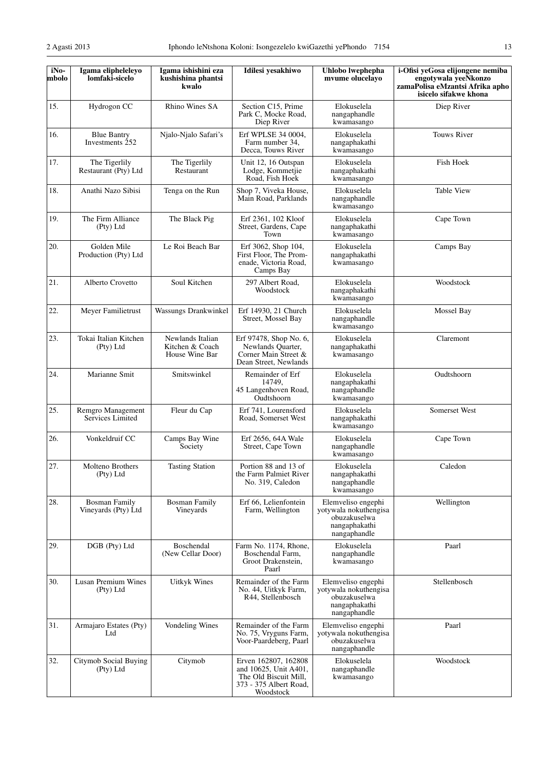| iNombolo | Igama elipheleleyo lomfaki-sicelo | Igama ishishini eza kushishina phantsi kwalo | Idilesi yesakhiwo | Uhlobo lwephepha mvume olucelayo | i-Ofisi yeGosa elijongene nemiba engotywala yeeNkonzo zamaPolisa eMzantsi Afrika apho isicelo sifakwe khona |
|---|---|---|---|---|---|
| 15. | Hydrogon CC | Rhino Wines SA | Section C15, Prime Park C, Mocke Road, Diep River | Elokuselela nangaphandle kwamasango | Diep River |
| 16. | Blue Bantry Investments 252 | Njalo-Njalo Safari's | Erf WPLSE 34 0004, Farm number 34, Decca, Touws River | Elokuselela nangaphakathi kwamasango | Touws River |
| 17. | The Tigerlily Restaurant (Pty) Ltd | The Tigerlily Restaurant | Unit 12, 16 Outspan Lodge, Kommetjie Road, Fish Hoek | Elokuselela nangaphakathi kwamasango | Fish Hoek |
| 18. | Anathi Nazo Sibisi | Tenga on the Run | Shop 7, Viveka House, Main Road, Parklands | Elokuselela nangaphandle kwamasango | Table View |
| 19. | The Firm Alliance (Pty) Ltd | The Black Pig | Erf 2361, 102 Kloof Street, Gardens, Cape Town | Elokuselela nangaphakathi kwamasango | Cape Town |
| 20. | Golden Mile Production (Pty) Ltd | Le Roi Beach Bar | Erf 3062, Shop 104, First Floor, The Promenade, Victoria Road, Camps Bay | Elokuselela nangaphakathi kwamasango | Camps Bay |
| 21. | Alberto Crovetto | Soul Kitchen | 297 Albert Road, Woodstock | Elokuselela nangaphakathi kwamasango | Woodstock |
| 22. | Meyer Familietrust | Wassungs Drankwinkel | Erf 14930, 21 Church Street, Mossel Bay | Elokuselela nangaphandle kwamasango | Mossel Bay |
| 23. | Tokai Italian Kitchen (Pty) Ltd | Newlands Italian Kitchen & Coach House Wine Bar | Erf 97478, Shop No. 6, Newlands Quarter, Corner Main Street & Dean Street, Newlands | Elokuselela nangaphakathi kwamasango | Claremont |
| 24. | Marianne Smit | Smitswinkel | Remainder of Erf 14749, 45 Langenhoven Road, Oudtshoorn | Elokuselela nangaphakathi nangaphandle kwamasango | Oudtshoorn |
| 25. | Remgro Management Services Limited | Fleur du Cap | Erf 741, Lourensford Road, Somerset West | Elokuselela nangaphakathi kwamasango | Somerset West |
| 26. | Vonkeldruif CC | Camps Bay Wine Society | Erf 2656, 64A Wale Street, Cape Town | Elokuselela nangaphandle kwamasango | Cape Town |
| 27. | Molteno Brothers (Pty) Ltd | Tasting Station | Portion 88 and 13 of the Farm Palmiet River No. 319, Caledon | Elokuselela nangaphakathi nangaphandle kwamasango | Caledon |
| 28. | Bosman Family Vineyards (Pty) Ltd | Bosman Family Vineyards | Erf 66, Lelienfontein Farm, Wellington | Elemveliso engephi yotywala nokuthengisa obuzakuselwa nangaphakathi nangaphandle | Wellington |
| 29. | DGB (Pty) Ltd | Boschendal (New Cellar Door) | Farm No. 1174, Rhone, Boschendal Farm, Groot Drakenstein, Paarl | Elokuselela nangaphandle kwamasango | Paarl |
| 30. | Lusan Premium Wines (Pty) Ltd | Uitkyk Wines | Remainder of the Farm No. 44, Uitkyk Farm, R44, Stellenbosch | Elemveliso engephi yotywala nokuthengisa obuzakuselwa nangaphakathi nangaphandle | Stellenbosch |
| 31. | Armajaro Estates (Pty) Ltd | Vondeling Wines | Remainder of the Farm No. 75, Vryguns Farm, Voor-Paardeberg, Paarl | Elemveliso engephi yotywala nokuthengisa obuzakuselwa nangaphandle | Paarl |
| 32. | Citymob Social Buying (Pty) Ltd | Citymob | Erven 162807, 162808 and 10625, Unit A401, The Old Biscuit Mill, 373 - 375 Albert Road, Woodstock | Elokuselela nangaphandle kwamasango | Woodstock |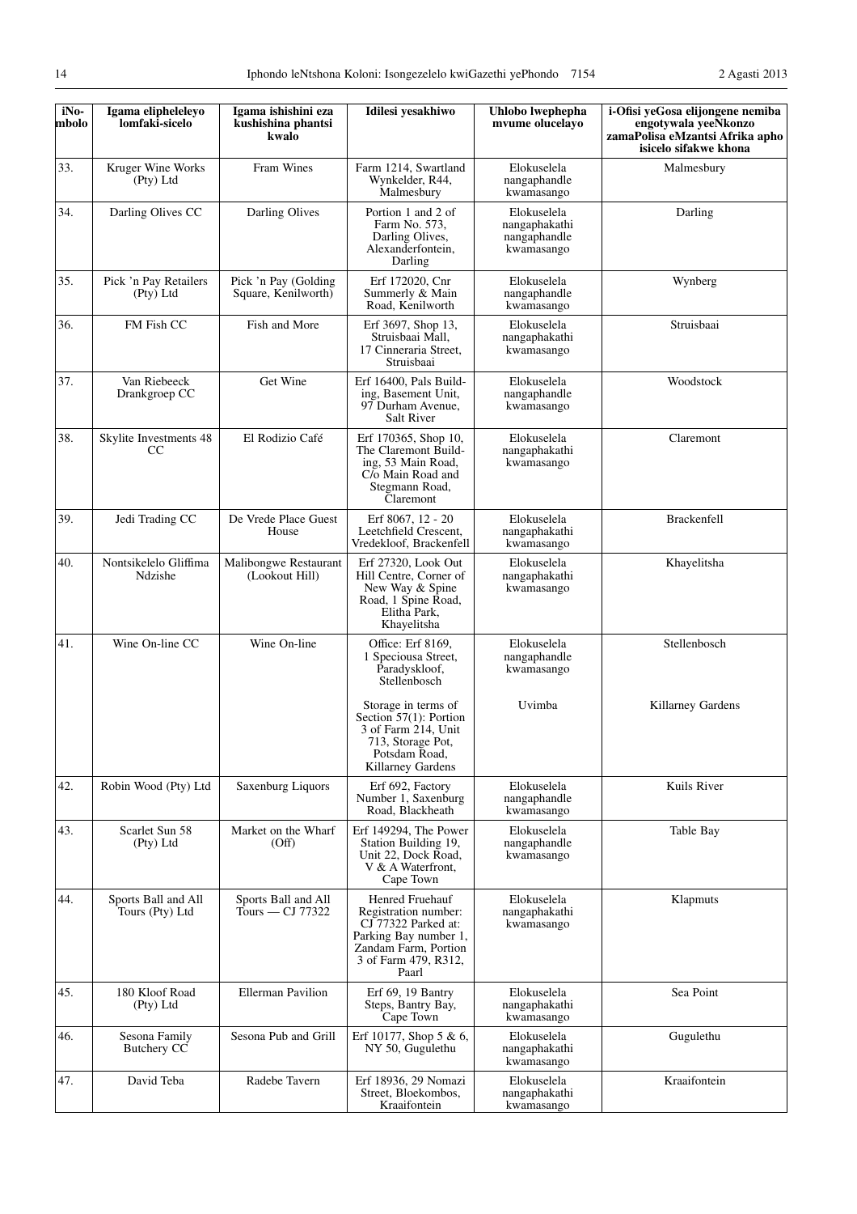| iNombolo | Igama elipheleleyo lomfaki-sicelo | Igama ishishini eza kushishina phantsi kwalo | Idilesi yesakhiwo | Uhlobo lwephepha mvume olucelayo | i-Ofisi yeGosa elijongene nemiba engotywala yeeNkonzo zamaPolisa eMzantsi Afrika apho isicelo sifakwe khona |
|---|---|---|---|---|---|
| 33. | Kruger Wine Works (Pty) Ltd | Fram Wines | Farm 1214, Swartland Wynkelder, R44, Malmesbury | Elokuselela nangaphandle kwamasango | Malmesbury |
| 34. | Darling Olives CC | Darling Olives | Portion 1 and 2 of Farm No. 573, Darling Olives, Alexanderfontein, Darling | Elokuselela nangaphakathi nangaphandle kwamasango | Darling |
| 35. | Pick 'n Pay Retailers (Pty) Ltd | Pick 'n Pay (Golding Square, Kenilworth) | Erf 172020, Cnr Summerly & Main Road, Kenilworth | Elokuselela nangaphandle kwamasango | Wynberg |
| 36. | FM Fish CC | Fish and More | Erf 3697, Shop 13, Struisbaai Mall, 17 Cinneraria Street, Struisbaai | Elokuselela nangaphakathi kwamasango | Struisbaai |
| 37. | Van Riebeeck Drankgroep CC | Get Wine | Erf 16400, Pals Building, Basement Unit, 97 Durham Avenue, Salt River | Elokuselela nangaphandle kwamasango | Woodstock |
| 38. | Skylite Investments 48 CC | El Rodizio Café | Erf 170365, Shop 10, The Claremont Building, 53 Main Road, C/o Main Road and Stegmann Road, Claremont | Elokuselela nangaphakathi kwamasango | Claremont |
| 39. | Jedi Trading CC | De Vrede Place Guest House | Erf 8067, 12 - 20 Leetchfield Crescent, Vredekloof, Brackenfell | Elokuselela nangaphakathi kwamasango | Brackenfell |
| 40. | Nontsikelelo Gliffima Ndzishe | Malibongwe Restaurant (Lookout Hill) | Erf 27320, Look Out Hill Centre, Corner of New Way & Spine Road, 1 Spine Road, Elitha Park, Khayelitsha | Elokuselela nangaphakathi kwamasango | Khayelitsha |
| 41. | Wine On-line CC | Wine On-line | Office: Erf 8169, 1 Speciousa Street, Paradyskloof, Stellenbosch | Elokuselela nangaphandle kwamasango | Stellenbosch |
| | | | Storage in terms of Section 57(1): Portion 3 of Farm 214, Unit 713, Storage Pot, Potsdam Road, Killarney Gardens | Uvimba | Killarney Gardens |
| 42. | Robin Wood (Pty) Ltd | Saxenburg Liquors | Erf 692, Factory Number 1, Saxenburg Road, Blackheath | Elokuselela nangaphandle kwamasango | Kuils River |
| 43. | Scarlet Sun 58 (Pty) Ltd | Market on the Wharf (Off) | Erf 149294, The Power Station Building 19, Unit 22, Dock Road, V & A Waterfront, Cape Town | Elokuselela nangaphandle kwamasango | Table Bay |
| 44. | Sports Ball and All Tours (Pty) Ltd | Sports Ball and All Tours — CJ 77322 | Henred Fruehauf Registration number: CJ 77322 Parked at: Parking Bay number 1, Zandam Farm, Portion 3 of Farm 479, R312, Paarl | Elokuselela nangaphakathi kwamasango | Klapmuts |
| 45. | 180 Kloof Road (Pty) Ltd | Ellerman Pavilion | Erf 69, 19 Bantry Steps, Bantry Bay, Cape Town | Elokuselela nangaphakathi kwamasango | Sea Point |
| 46. | Sesona Family Butchery CC | Sesona Pub and Grill | Erf 10177, Shop 5 & 6, NY 50, Gugulethu | Elokuselela nangaphakathi kwamasango | Gugulethu |
| 47. | David Teba | Radebe Tavern | Erf 18936, 29 Nomazi Street, Bloekombos, Kraaifontein | Elokuselela nangaphakathi kwamasango | Kraaifontein |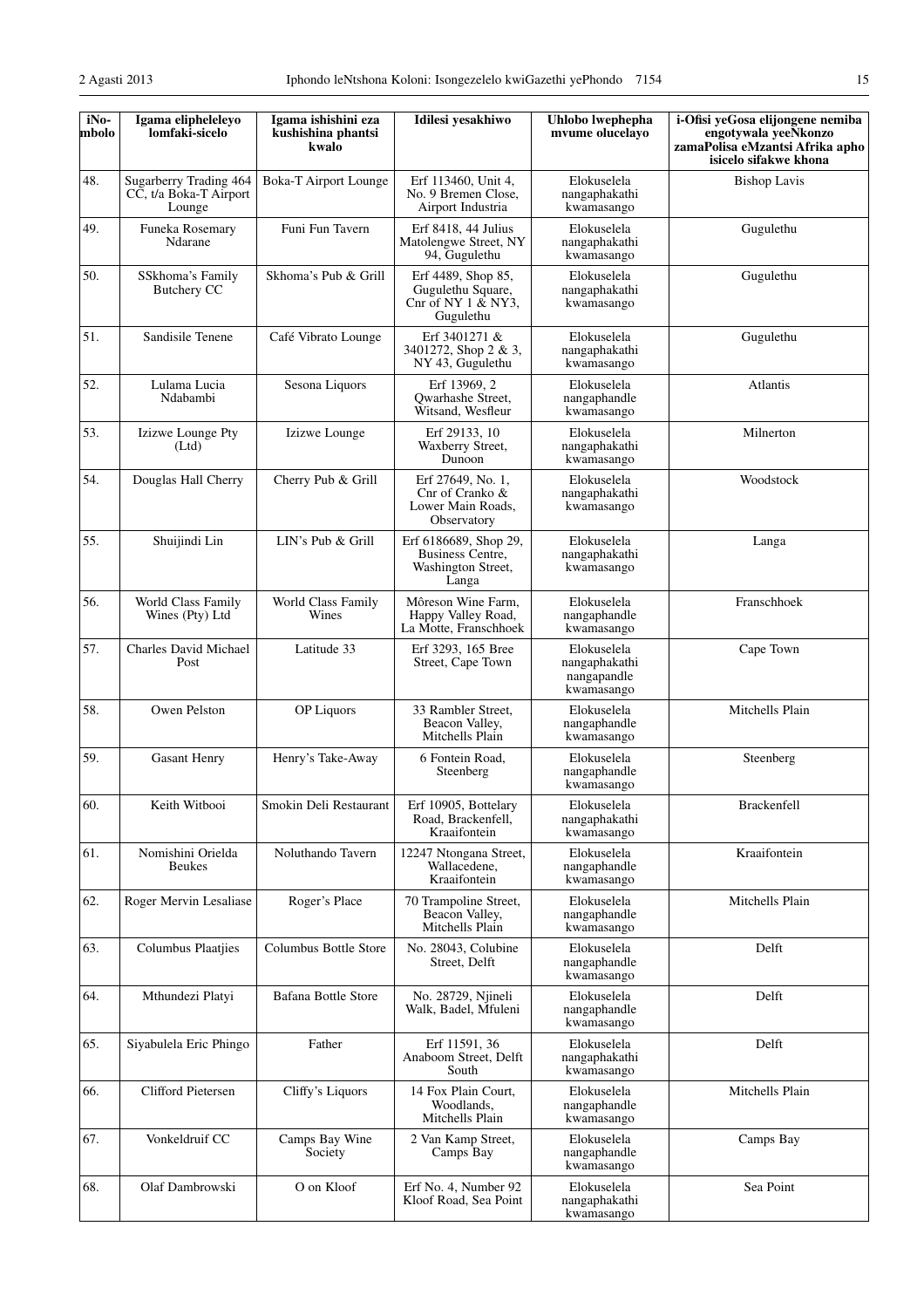| iNo-mbolo | Igama elipheleleyo lomfaki-sicelo | Igama ishishini eza kushishina phantsi kwalo | Idilesi yesakhiwo | Uhlobo lwephepha mvume olucelayo | i-Ofisi yeGosa elijongene nemiba engotywala yeeNkonzo zamaPolisa eMzantsi Afrika apho isicelo sifakwe khona |
|---|---|---|---|---|---|
| 48. | Sugarberry Trading 464 CC, t/a Boka-T Airport Lounge | Boka-T Airport Lounge | Erf 113460, Unit 4, No. 9 Bremen Close, Airport Industria | Elokuselela nangaphakathi kwamasango | Bishop Lavis |
| 49. | Funeka Rosemary Ndarane | Funi Fun Tavern | Erf 8418, 44 Julius Matolengwe Street, NY 94, Gugulethu | Elokuselela nangaphakathi kwamasango | Gugulethu |
| 50. | SSkhoma's Family Butchery CC | Skhoma's Pub & Grill | Erf 4489, Shop 85, Gugulethu Square, Cnr of NY 1 & NY3, Gugulethu | Elokuselela nangaphakathi kwamasango | Gugulethu |
| 51. | Sandisile Tenene | Café Vibrato Lounge | Erf 3401271 & 3401272, Shop 2 & 3, NY 43, Gugulethu | Elokuselela nangaphakathi kwamasango | Gugulethu |
| 52. | Lulama Lucia Ndabambi | Sesona Liquors | Erf 13969, 2 Qwarhashe Street, Witsand, Wesfleur | Elokuselela nangaphandle kwamasango | Atlantis |
| 53. | Izizwe Lounge Pty (Ltd) | Izizwe Lounge | Erf 29133, 10 Waxberry Street, Dunoon | Elokuselela nangaphakathi kwamasango | Milnerton |
| 54. | Douglas Hall Cherry | Cherry Pub & Grill | Erf 27649, No. 1, Cnr of Cranko & Lower Main Roads, Observatory | Elokuselela nangaphakathi kwamasango | Woodstock |
| 55. | Shuijindi Lin | LIN's Pub & Grill | Erf 6186689, Shop 29, Business Centre, Washington Street, Langa | Elokuselela nangaphakathi kwamasango | Langa |
| 56. | World Class Family Wines (Pty) Ltd | World Class Family Wines | Môreson Wine Farm, Happy Valley Road, La Motte, Franschhoek | Elokuselela nangaphandle kwamasango | Franschhoek |
| 57. | Charles David Michael Post | Latitude 33 | Erf 3293, 165 Bree Street, Cape Town | Elokuselela nangaphakathi nangapandle kwamasango | Cape Town |
| 58. | Owen Pelston | OP Liquors | 33 Rambler Street, Beacon Valley, Mitchells Plain | Elokuselela nangaphandle kwamasango | Mitchells Plain |
| 59. | Gasant Henry | Henry's Take-Away | 6 Fontein Road, Steenberg | Elokuselela nangaphandle kwamasango | Steenberg |
| 60. | Keith Witbooi | Smokin Deli Restaurant | Erf 10905, Bottelary Road, Brackenfell, Kraaifontein | Elokuselela nangaphakathi kwamasango | Brackenfell |
| 61. | Nomishini Orielda Beukes | Noluthando Tavern | 12247 Ntongana Street, Wallacedene, Kraaifontein | Elokuselela nangaphandle kwamasango | Kraaifontein |
| 62. | Roger Mervin Lesaliase | Roger's Place | 70 Trampoline Street, Beacon Valley, Mitchells Plain | Elokuselela nangaphandle kwamasango | Mitchells Plain |
| 63. | Columbus Plaatjies | Columbus Bottle Store | No. 28043, Colubine Street, Delft | Elokuselela nangaphandle kwamasango | Delft |
| 64. | Mthundezi Platyi | Bafana Bottle Store | No. 28729, Njineli Walk, Badel, Mfuleni | Elokuselela nangaphandle kwamasango | Delft |
| 65. | Siyabulela Eric Phingo | Father | Erf 11591, 36 Anaboom Street, Delft South | Elokuselela nangaphakathi kwamasango | Delft |
| 66. | Clifford Pietersen | Cliffy's Liquors | 14 Fox Plain Court, Woodlands, Mitchells Plain | Elokuselela nangaphandle kwamasango | Mitchells Plain |
| 67. | Vonkeldruif CC | Camps Bay Wine Society | 2 Van Kamp Street, Camps Bay | Elokuselela nangaphandle kwamasango | Camps Bay |
| 68. | Olaf Dambrowski | O on Kloof | Erf No. 4, Number 92 Kloof Road, Sea Point | Elokuselela nangaphakathi kwamasango | Sea Point |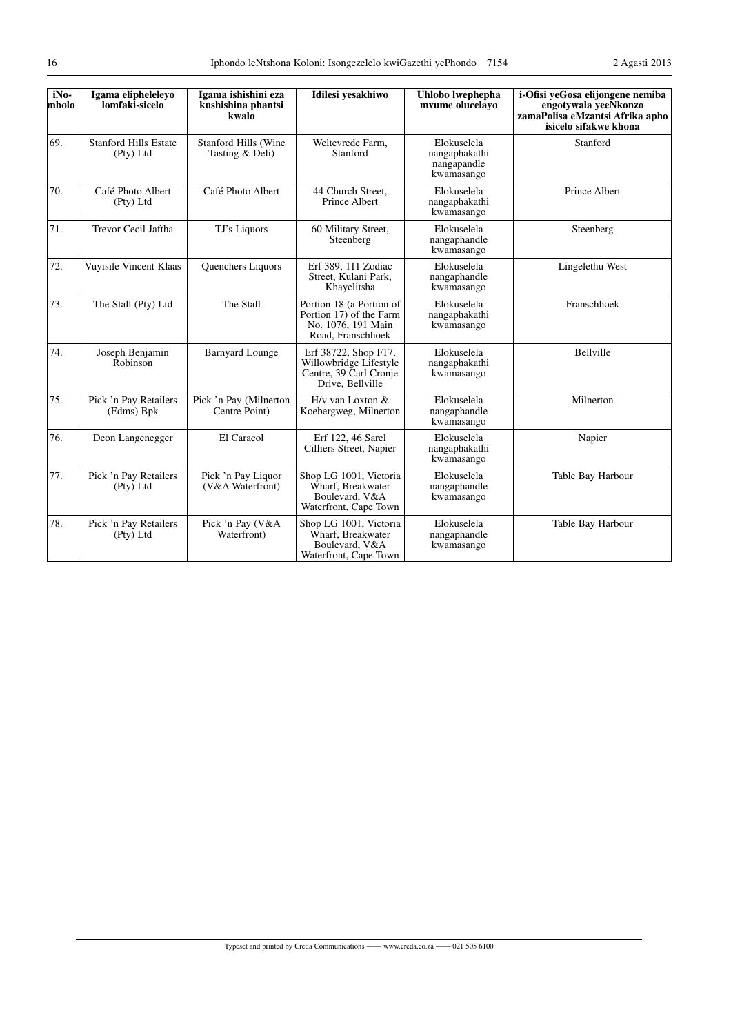| iNombolo | Igama elipheleleyo lomfaki-sicelo | Igama ishishini eza kushishina phantsi kwalo | Idilesi yesakhiwo | Uhlobo lwephepha mvume olucelayo | i-Ofisi yeGosa elijongene nemiba engotywala yeeNkonzo zamaPolisa eMzantsi Afrika apho isicelo sifakwe khona |
|---|---|---|---|---|---|
| 69. | Stanford Hills Estate (Pty) Ltd | Stanford Hills (Wine Tasting & Deli) | Weltevrede Farm, Stanford | Elokuselela nangaphakathi nangapandle kwamasango | Stanford |
| 70. | Café Photo Albert (Pty) Ltd | Café Photo Albert | 44 Church Street, Prince Albert | Elokuselela nangaphakathi kwamasango | Prince Albert |
| 71. | Trevor Cecil Jaftha | TJ's Liquors | 60 Military Street, Steenberg | Elokuselela nangaphandle kwamasango | Steenberg |
| 72. | Vuyisile Vincent Klaas | Quenchers Liquors | Erf 389, 111 Zodiac Street, Kulani Park, Khayelitsha | Elokuselela nangaphandle kwamasango | Lingelethu West |
| 73. | The Stall (Pty) Ltd | The Stall | Portion 18 (a Portion of Portion 17) of the Farm No. 1076, 191 Main Road, Franschhoek | Elokuselela nangaphakathi kwamasango | Franschhoek |
| 74. | Joseph Benjamin Robinson | Barnyard Lounge | Erf 38722, Shop F17, Willowbridge Lifestyle Centre, 39 Carl Cronje Drive, Bellville | Elokuselela nangaphakathi kwamasango | Bellville |
| 75. | Pick 'n Pay Retailers (Edms) Bpk | Pick 'n Pay (Milnerton Centre Point) | H/v van Loxton & Koebergweg, Milnerton | Elokuselela nangaphandle kwamasango | Milnerton |
| 76. | Deon Langenegger | El Caracol | Erf 122, 46 Sarel Cilliers Street, Napier | Elokuselela nangaphakathi kwamasango | Napier |
| 77. | Pick 'n Pay Retailers (Pty) Ltd | Pick 'n Pay Liquor (V&A Waterfront) | Shop LG 1001, Victoria Wharf, Breakwater Boulevard, V&A Waterfront, Cape Town | Elokuselela nangaphandle kwamasango | Table Bay Harbour |
| 78. | Pick 'n Pay Retailers (Pty) Ltd | Pick 'n Pay (V&A Waterfront) | Shop LG 1001, Victoria Wharf, Breakwater Boulevard, V&A Waterfront, Cape Town | Elokuselela nangaphandle kwamasango | Table Bay Harbour |

Typeset and printed by Creda Communications —— www.creda.co.za —— 021 505 6100